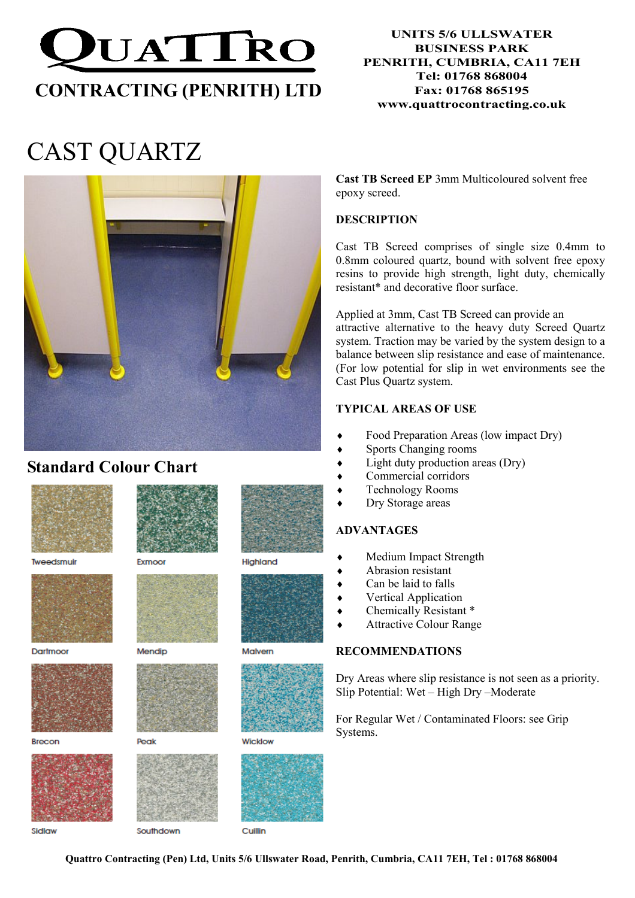# QUATTRO

**CONTRACTING (PENRITH) LTD**

**UNITS 5/6 ULLSWATER BUSINESS PARK**
**PENRITH, CUMBRIA, CA11 7EH**
**Tel: 01768 868004**
**Fax: 01768 865195**
**www.quattrocontracting.co.uk**

# CAST QUARTZ

## Standard Colour Chart

| | | |
|---|---|---|
| Tweedsmuir | Exmoor | Highland |
| Dartmoor | Mendip | Malvern |
| Brecon | Peak | Wicklow |
| Sidlaw | Southdown | Cuillin |

**Cast TB Screed EP** 3mm Multicoloured solvent free epoxy screed.

**DESCRIPTION**

Cast TB Screed comprises of single size 0.4mm to 0.8mm coloured quartz, bound with solvent free epoxy resins to provide high strength, light duty, chemically resistant* and decorative floor surface.

Applied at 3mm, Cast TB Screed can provide an attractive alternative to the heavy duty Screed Quartz system. Traction may be varied by the system design to a balance between slip resistance and ease of maintenance. (For low potential for slip in wet environments see the Cast Plus Quartz system.

**TYPICAL AREAS OF USE**

- Food Preparation Areas (low impact Dry)
- Sports Changing rooms
- Light duty production areas (Dry)
- Commercial corridors
- Technology Rooms
- Dry Storage areas

**ADVANTAGES**

- Medium Impact Strength
- Abrasion resistant
- Can be laid to falls
- Vertical Application
- Chemically Resistant *
- Attractive Colour Range

**RECOMMENDATIONS**

Dry Areas where slip resistance is not seen as a priority.
Slip Potential: Wet – High Dry –Moderate

For Regular Wet / Contaminated Floors: see Grip Systems.

**Quattro Contracting (Pen) Ltd, Units 5/6 Ullswater Road, Penrith, Cumbria, CA11 7EH, Tel : 01768 868004**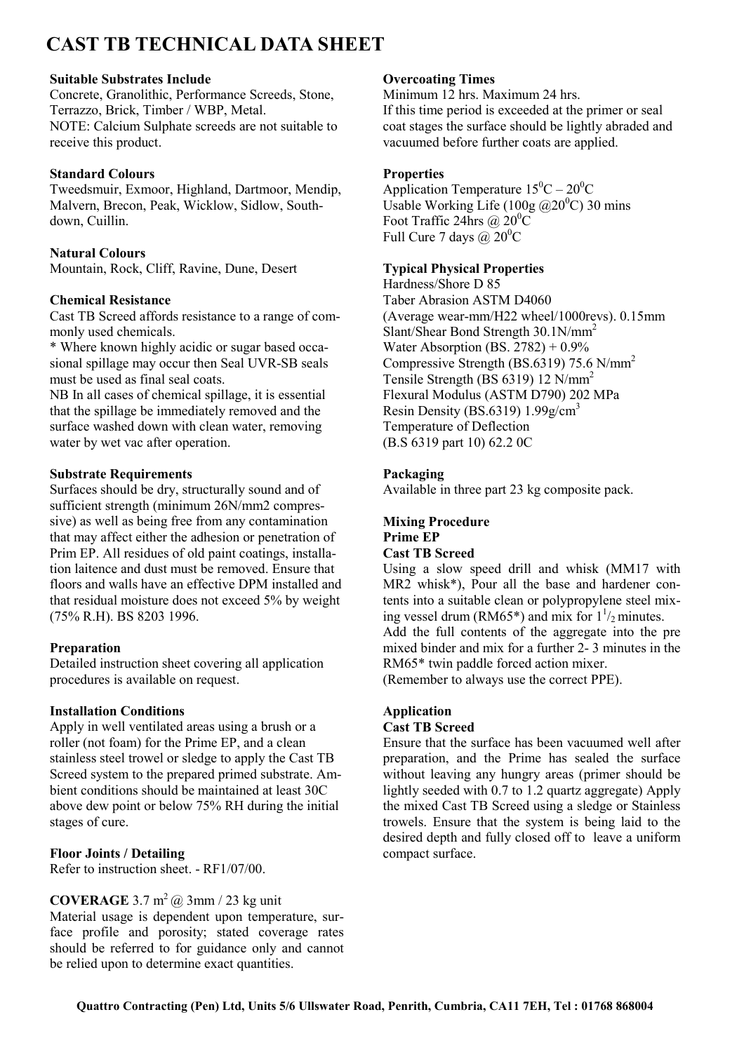# CAST TB TECHNICAL DATA SHEET

**Suitable Substrates Include**

Concrete, Granolithic, Performance Screeds, Stone, Terrazzo, Brick, Timber / WBP, Metal.
NOTE: Calcium Sulphate screeds are not suitable to receive this product.

**Standard Colours**

Tweedsmuir, Exmoor, Highland, Dartmoor, Mendip, Malvern, Brecon, Peak, Wicklow, Sidlow, South-down, Cuillin.

**Natural Colours**

Mountain, Rock, Cliff, Ravine, Dune, Desert

**Chemical Resistance**

Cast TB Screed affords resistance to a range of commonly used chemicals.
* Where known highly acidic or sugar based occasional spillage may occur then Seal UVR-SB seals must be used as final seal coats.
NB In all cases of chemical spillage, it is essential that the spillage be immediately removed and the surface washed down with clean water, removing water by wet vac after operation.

**Substrate Requirements**

Surfaces should be dry, structurally sound and of sufficient strength (minimum 26N/mm2 compressive) as well as being free from any contamination that may affect either the adhesion or penetration of Prim EP. All residues of old paint coatings, installation laitence and dust must be removed. Ensure that floors and walls have an effective DPM installed and that residual moisture does not exceed 5% by weight (75% R.H). BS 8203 1996.

**Preparation**

Detailed instruction sheet covering all application procedures is available on request.

**Installation Conditions**

Apply in well ventilated areas using a brush or a roller (not foam) for the Prime EP, and a clean stainless steel trowel or sledge to apply the Cast TB Screed system to the prepared primed substrate. Ambient conditions should be maintained at least 30C above dew point or below 75% RH during the initial stages of cure.

**Floor Joints / Detailing**

Refer to instruction sheet. - RF1/07/00.

**COVERAGE** 3.7 $m^2$ @ 3mm / 23 kg unit
Material usage is dependent upon temperature, surface profile and porosity; stated coverage rates should be referred to for guidance only and cannot be relied upon to determine exact quantities.

**Overcoating Times**

Minimum 12 hrs. Maximum 24 hrs.
If this time period is exceeded at the primer or seal coat stages the surface should be lightly abraded and vacuumed before further coats are applied.

**Properties**

Application Temperature $15^0C – 20^0C$
Usable Working Life (100g @$20^0C$) 30 mins
Foot Traffic 24hrs @ $20^0C$
Full Cure 7 days @ $20^0C$

**Typical Physical Properties**

Hardness/Shore D 85
Taber Abrasion ASTM D4060
(Average wear-mm/H22 wheel/1000revs). 0.15mm
Slant/Shear Bond Strength 30.1N/$mm^2$
Water Absorption (BS. 2782) + 0.9%
Compressive Strength (BS.6319) 75.6 N/$mm^2$
Tensile Strength (BS 6319) 12 N/$mm^2$
Flexural Modulus (ASTM D790) 202 MPa
Resin Density (BS.6319) 1.99g/$cm^3$
Temperature of Deflection
(B.S 6319 part 10) 62.2 0C

**Packaging**

Available in three part 23 kg composite pack.

**Mixing Procedure**
**Prime EP**
**Cast TB Screed**

Using a slow speed drill and whisk (MM17 with MR2 whisk*), Pour all the base and hardener contents into a suitable clean or polypropylene steel mixing vessel drum (RM65*) and mix for $1^1/_2$ minutes.
Add the full contents of the aggregate into the pre mixed binder and mix for a further 2- 3 minutes in the RM65* twin paddle forced action mixer.
(Remember to always use the correct PPE).

**Application**
**Cast TB Screed**

Ensure that the surface has been vacuumed well after preparation, and the Prime has sealed the surface without leaving any hungry areas (primer should be lightly seeded with 0.7 to 1.2 quartz aggregate) Apply the mixed Cast TB Screed using a sledge or Stainless trowels. Ensure that the system is being laid to the desired depth and fully closed off to leave a uniform compact surface.

**Quattro Contracting (Pen) Ltd, Units 5/6 Ullswater Road, Penrith, Cumbria, CA11 7EH, Tel : 01768 868004**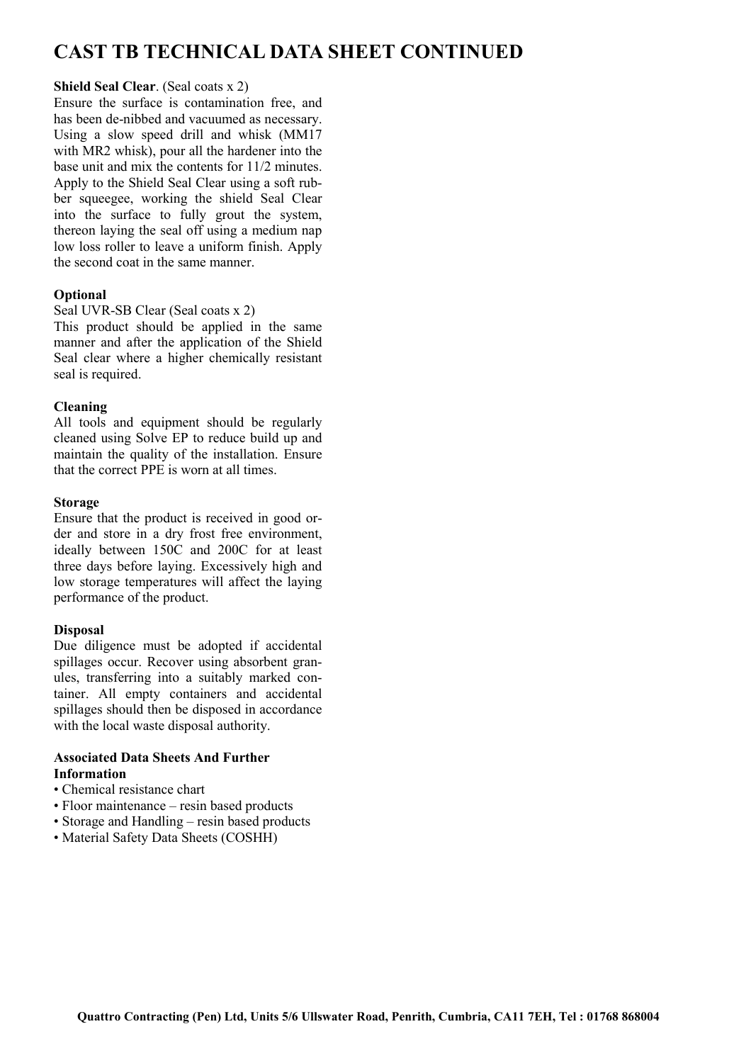# CAST TB TECHNICAL DATA SHEET CONTINUED

**Shield Seal Clear**. (Seal coats x 2)
Ensure the surface is contamination free, and has been de-nibbed and vacuumed as necessary. Using a slow speed drill and whisk (MM17 with MR2 whisk), pour all the hardener into the base unit and mix the contents for 11/2 minutes. Apply to the Shield Seal Clear using a soft rubber squeegee, working the shield Seal Clear into the surface to fully grout the system, thereon laying the seal off using a medium nap low loss roller to leave a uniform finish. Apply the second coat in the same manner.

**Optional**
Seal UVR-SB Clear (Seal coats x 2)
This product should be applied in the same manner and after the application of the Shield Seal clear where a higher chemically resistant seal is required.

**Cleaning**
All tools and equipment should be regularly cleaned using Solve EP to reduce build up and maintain the quality of the installation. Ensure that the correct PPE is worn at all times.

**Storage**
Ensure that the product is received in good order and store in a dry frost free environment, ideally between 150C and 200C for at least three days before laying. Excessively high and low storage temperatures will affect the laying performance of the product.

**Disposal**
Due diligence must be adopted if accidental spillages occur. Recover using absorbent granules, transferring into a suitably marked container. All empty containers and accidental spillages should then be disposed in accordance with the local waste disposal authority.

**Associated Data Sheets And Further Information**

- Chemical resistance chart
- Floor maintenance – resin based products
- Storage and Handling – resin based products
- Material Safety Data Sheets (COSHH)

**Quattro Contracting (Pen) Ltd, Units 5/6 Ullswater Road, Penrith, Cumbria, CA11 7EH, Tel : 01768 868004**